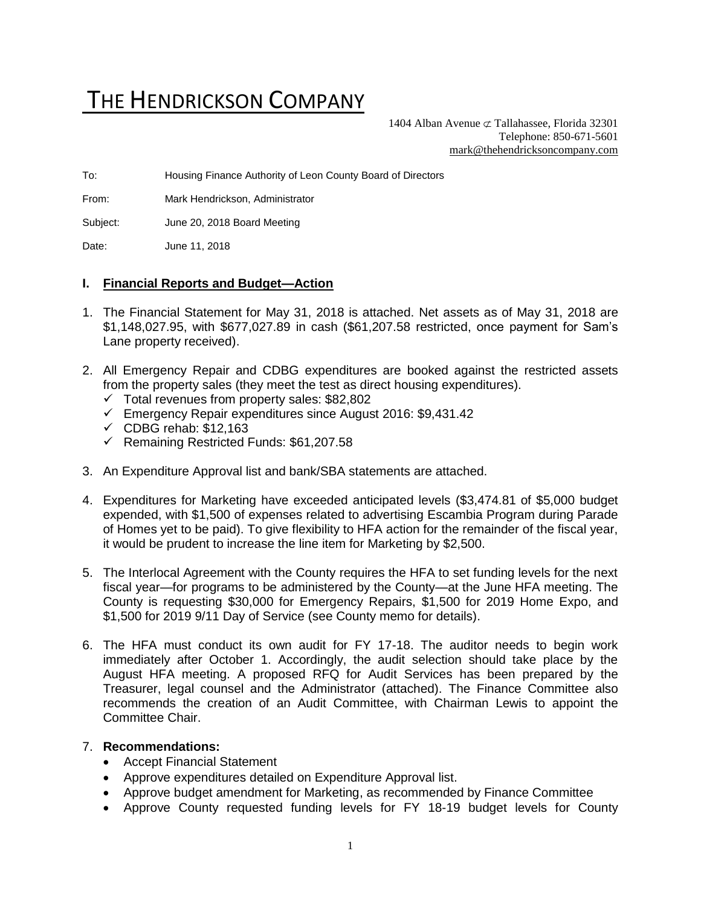# THE HENDRICKSON COMPANY

1404 Alban Avenue ⊄ Tallahassee, Florida 32301
Telephone: 850-671-5601
mark@thehendricksoncompany.com

To: Housing Finance Authority of Leon County Board of Directors

From: Mark Hendrickson, Administrator

Subject: June 20, 2018 Board Meeting

Date: June 11, 2018

## I. Financial Reports and Budget—Action

1. The Financial Statement for May 31, 2018 is attached. Net assets as of May 31, 2018 are $1,148,027.95, with $677,027.89 in cash ($61,207.58 restricted, once payment for Sam's Lane property received).

2. All Emergency Repair and CDBG expenditures are booked against the restricted assets from the property sales (they meet the test as direct housing expenditures).
   - ✓ Total revenues from property sales: $82,802
   - ✓ Emergency Repair expenditures since August 2016: $9,431.42
   - ✓ CDBG rehab: $12,163
   - ✓ Remaining Restricted Funds: $61,207.58

3. An Expenditure Approval list and bank/SBA statements are attached.

4. Expenditures for Marketing have exceeded anticipated levels ($3,474.81 of $5,000 budget expended, with $1,500 of expenses related to advertising Escambia Program during Parade of Homes yet to be paid). To give flexibility to HFA action for the remainder of the fiscal year, it would be prudent to increase the line item for Marketing by $2,500.

5. The Interlocal Agreement with the County requires the HFA to set funding levels for the next fiscal year—for programs to be administered by the County—at the June HFA meeting. The County is requesting $30,000 for Emergency Repairs, $1,500 for 2019 Home Expo, and $1,500 for 2019 9/11 Day of Service (see County memo for details).

6. The HFA must conduct its own audit for FY 17-18. The auditor needs to begin work immediately after October 1. Accordingly, the audit selection should take place by the August HFA meeting. A proposed RFQ for Audit Services has been prepared by the Treasurer, legal counsel and the Administrator (attached). The Finance Committee also recommends the creation of an Audit Committee, with Chairman Lewis to appoint the Committee Chair.

7. **Recommendations:**
   - Accept Financial Statement
   - Approve expenditures detailed on Expenditure Approval list.
   - Approve budget amendment for Marketing, as recommended by Finance Committee
   - Approve County requested funding levels for FY 18-19 budget levels for County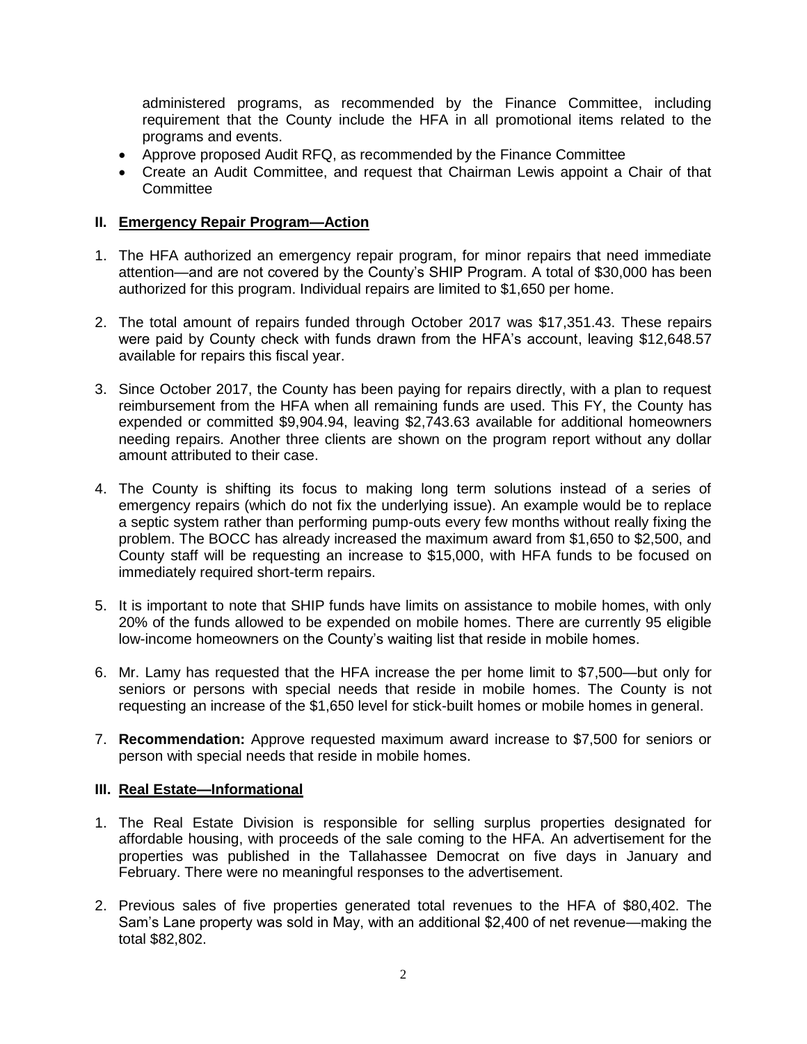administered programs, as recommended by the Finance Committee, including requirement that the County include the HFA in all promotional items related to the programs and events.

- Approve proposed Audit RFQ, as recommended by the Finance Committee
- Create an Audit Committee, and request that Chairman Lewis appoint a Chair of that Committee

## II. Emergency Repair Program—Action

1. The HFA authorized an emergency repair program, for minor repairs that need immediate attention—and are not covered by the County's SHIP Program. A total of $30,000 has been authorized for this program. Individual repairs are limited to $1,650 per home.

2. The total amount of repairs funded through October 2017 was $17,351.43. These repairs were paid by County check with funds drawn from the HFA's account, leaving $12,648.57 available for repairs this fiscal year.

3. Since October 2017, the County has been paying for repairs directly, with a plan to request reimbursement from the HFA when all remaining funds are used. This FY, the County has expended or committed $9,904.94, leaving $2,743.63 available for additional homeowners needing repairs. Another three clients are shown on the program report without any dollar amount attributed to their case.

4. The County is shifting its focus to making long term solutions instead of a series of emergency repairs (which do not fix the underlying issue). An example would be to replace a septic system rather than performing pump-outs every few months without really fixing the problem. The BOCC has already increased the maximum award from $1,650 to $2,500, and County staff will be requesting an increase to $15,000, with HFA funds to be focused on immediately required short-term repairs.

5. It is important to note that SHIP funds have limits on assistance to mobile homes, with only 20% of the funds allowed to be expended on mobile homes. There are currently 95 eligible low-income homeowners on the County's waiting list that reside in mobile homes.

6. Mr. Lamy has requested that the HFA increase the per home limit to $7,500—but only for seniors or persons with special needs that reside in mobile homes. The County is not requesting an increase of the $1,650 level for stick-built homes or mobile homes in general.

7. **Recommendation:** Approve requested maximum award increase to $7,500 for seniors or person with special needs that reside in mobile homes.

## III. Real Estate—Informational

1. The Real Estate Division is responsible for selling surplus properties designated for affordable housing, with proceeds of the sale coming to the HFA. An advertisement for the properties was published in the Tallahassee Democrat on five days in January and February. There were no meaningful responses to the advertisement.

2. Previous sales of five properties generated total revenues to the HFA of $80,402. The Sam's Lane property was sold in May, with an additional $2,400 of net revenue—making the total $82,802.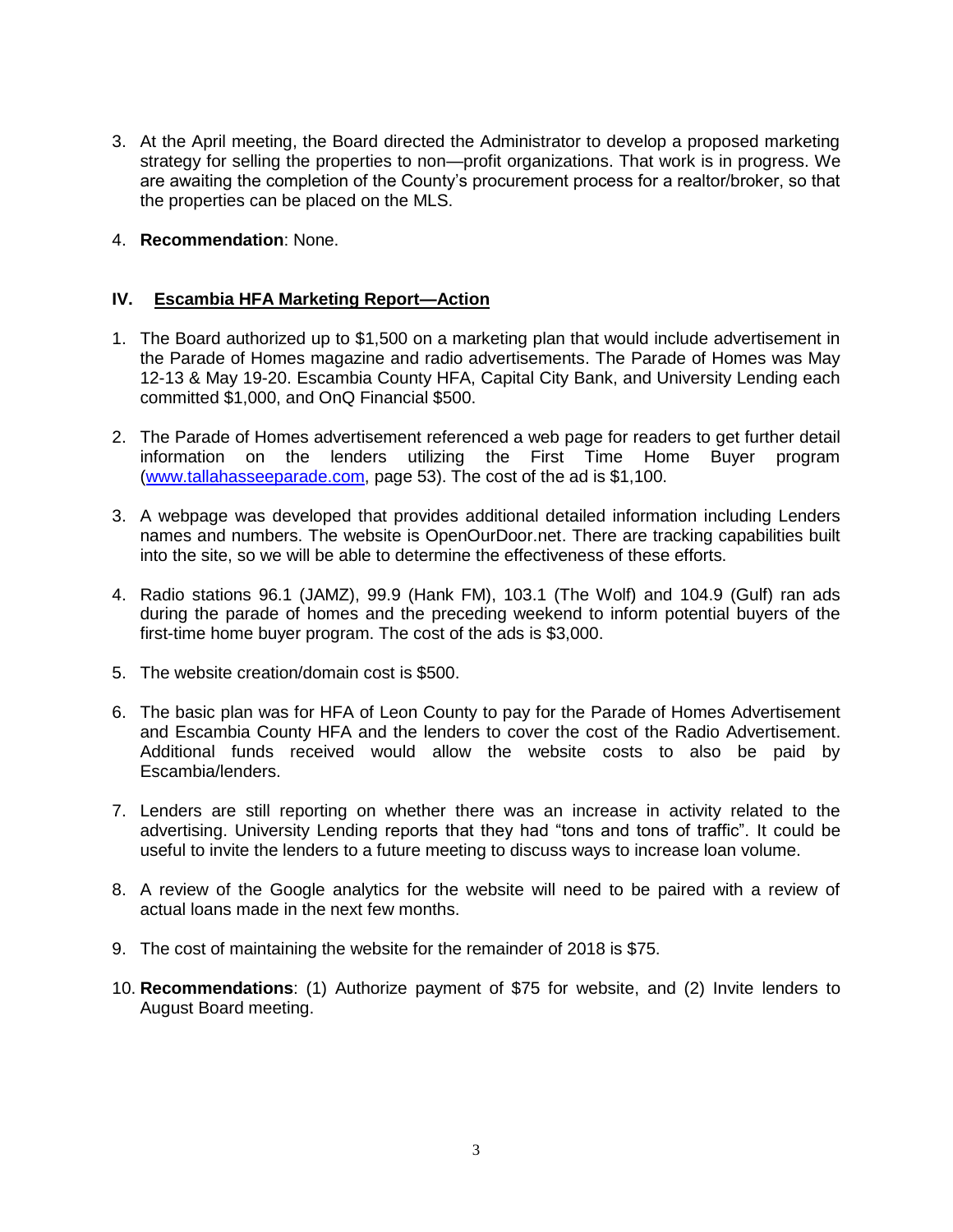3. At the April meeting, the Board directed the Administrator to develop a proposed marketing strategy for selling the properties to non—profit organizations. That work is in progress. We are awaiting the completion of the County's procurement process for a realtor/broker, so that the properties can be placed on the MLS.

4. **Recommendation**: None.

## IV. <u>Escambia HFA Marketing Report—Action</u>

1. The Board authorized up to $1,500 on a marketing plan that would include advertisement in the Parade of Homes magazine and radio advertisements. The Parade of Homes was May 12-13 & May 19-20. Escambia County HFA, Capital City Bank, and University Lending each committed $1,000, and OnQ Financial $500.

2. The Parade of Homes advertisement referenced a web page for readers to get further detail information on the lenders utilizing the First Time Home Buyer program ([www.tallahasseeparade.com](www.tallahasseeparade.com), page 53). The cost of the ad is $1,100.

3. A webpage was developed that provides additional detailed information including Lenders names and numbers. The website is OpenOurDoor.net. There are tracking capabilities built into the site, so we will be able to determine the effectiveness of these efforts.

4. Radio stations 96.1 (JAMZ), 99.9 (Hank FM), 103.1 (The Wolf) and 104.9 (Gulf) ran ads during the parade of homes and the preceding weekend to inform potential buyers of the first-time home buyer program. The cost of the ads is $3,000.

5. The website creation/domain cost is $500.

6. The basic plan was for HFA of Leon County to pay for the Parade of Homes Advertisement and Escambia County HFA and the lenders to cover the cost of the Radio Advertisement. Additional funds received would allow the website costs to also be paid by Escambia/lenders.

7. Lenders are still reporting on whether there was an increase in activity related to the advertising. University Lending reports that they had "tons and tons of traffic". It could be useful to invite the lenders to a future meeting to discuss ways to increase loan volume.

8. A review of the Google analytics for the website will need to be paired with a review of actual loans made in the next few months.

9. The cost of maintaining the website for the remainder of 2018 is $75.

10. **Recommendations**: (1) Authorize payment of $75 for website, and (2) Invite lenders to August Board meeting.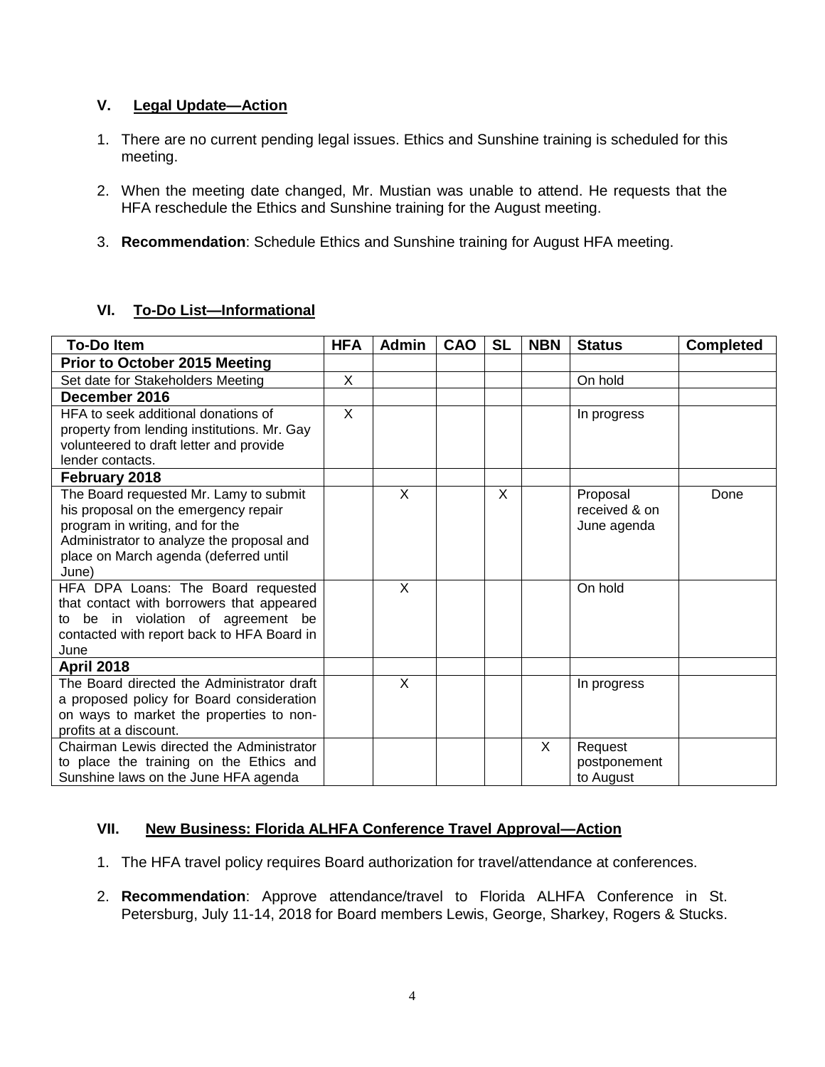## V. Legal Update—Action

1. There are no current pending legal issues. Ethics and Sunshine training is scheduled for this meeting.
2. When the meeting date changed, Mr. Mustian was unable to attend. He requests that the HFA reschedule the Ethics and Sunshine training for the August meeting.
3. **Recommendation**: Schedule Ethics and Sunshine training for August HFA meeting.

## VI. To-Do List—Informational

| To-Do Item | HFA | Admin | CAO | SL | NBN | Status | Completed |
|---|---|---|---|---|---|---|---|
| **Prior to October 2015 Meeting** | | | | | | | |
| Set date for Stakeholders Meeting | X | | | | | On hold | |
| **December 2016** | | | | | | | |
| HFA to seek additional donations of property from lending institutions. Mr. Gay volunteered to draft letter and provide lender contacts. | X | | | | | In progress | |
| **February 2018** | | | | | | | |
| The Board requested Mr. Lamy to submit his proposal on the emergency repair program in writing, and for the Administrator to analyze the proposal and place on March agenda (deferred until June) | | X | | X | | Proposal received & on June agenda | Done |
| HFA DPA Loans: The Board requested that contact with borrowers that appeared to be in violation of agreement be contacted with report back to HFA Board in June | | X | | | | On hold | |
| **April 2018** | | | | | | | |
| The Board directed the Administrator draft a proposed policy for Board consideration on ways to market the properties to non-profits at a discount. | | X | | | | In progress | |
| Chairman Lewis directed the Administrator to place the training on the Ethics and Sunshine laws on the June HFA agenda | | | | | X | Request postponement to August | |

## VII. New Business: Florida ALHFA Conference Travel Approval—Action

1. The HFA travel policy requires Board authorization for travel/attendance at conferences.
2. **Recommendation**: Approve attendance/travel to Florida ALHFA Conference in St. Petersburg, July 11-14, 2018 for Board members Lewis, George, Sharkey, Rogers & Stucks.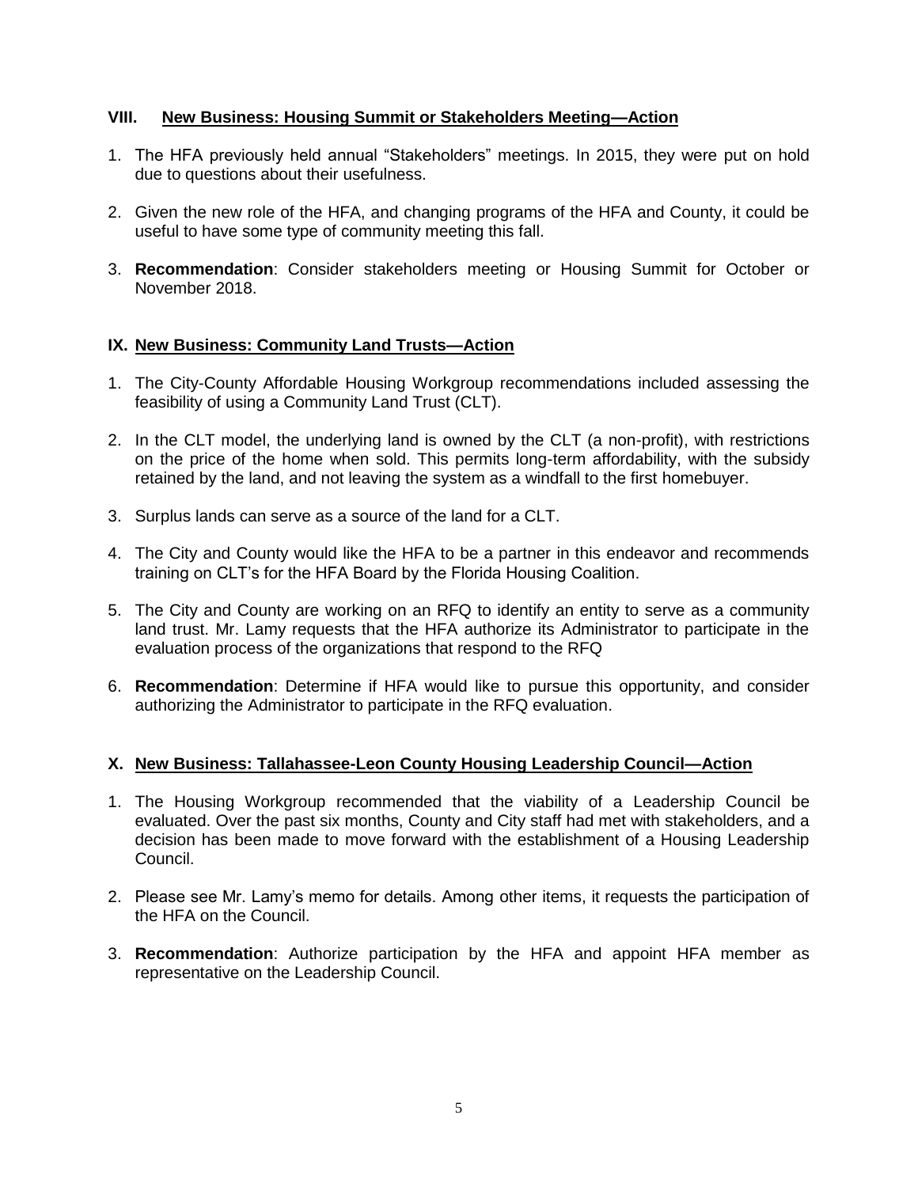## VIII. New Business: Housing Summit or Stakeholders Meeting—Action

1. The HFA previously held annual "Stakeholders" meetings. In 2015, they were put on hold due to questions about their usefulness.

2. Given the new role of the HFA, and changing programs of the HFA and County, it could be useful to have some type of community meeting this fall.

3. **Recommendation**: Consider stakeholders meeting or Housing Summit for October or November 2018.

## IX. New Business: Community Land Trusts—Action

1. The City-County Affordable Housing Workgroup recommendations included assessing the feasibility of using a Community Land Trust (CLT).

2. In the CLT model, the underlying land is owned by the CLT (a non-profit), with restrictions on the price of the home when sold. This permits long-term affordability, with the subsidy retained by the land, and not leaving the system as a windfall to the first homebuyer.

3. Surplus lands can serve as a source of the land for a CLT.

4. The City and County would like the HFA to be a partner in this endeavor and recommends training on CLT's for the HFA Board by the Florida Housing Coalition.

5. The City and County are working on an RFQ to identify an entity to serve as a community land trust. Mr. Lamy requests that the HFA authorize its Administrator to participate in the evaluation process of the organizations that respond to the RFQ

6. **Recommendation**: Determine if HFA would like to pursue this opportunity, and consider authorizing the Administrator to participate in the RFQ evaluation.

## X. New Business: Tallahassee-Leon County Housing Leadership Council—Action

1. The Housing Workgroup recommended that the viability of a Leadership Council be evaluated. Over the past six months, County and City staff had met with stakeholders, and a decision has been made to move forward with the establishment of a Housing Leadership Council.

2. Please see Mr. Lamy's memo for details. Among other items, it requests the participation of the HFA on the Council.

3. **Recommendation**: Authorize participation by the HFA and appoint HFA member as representative on the Leadership Council.